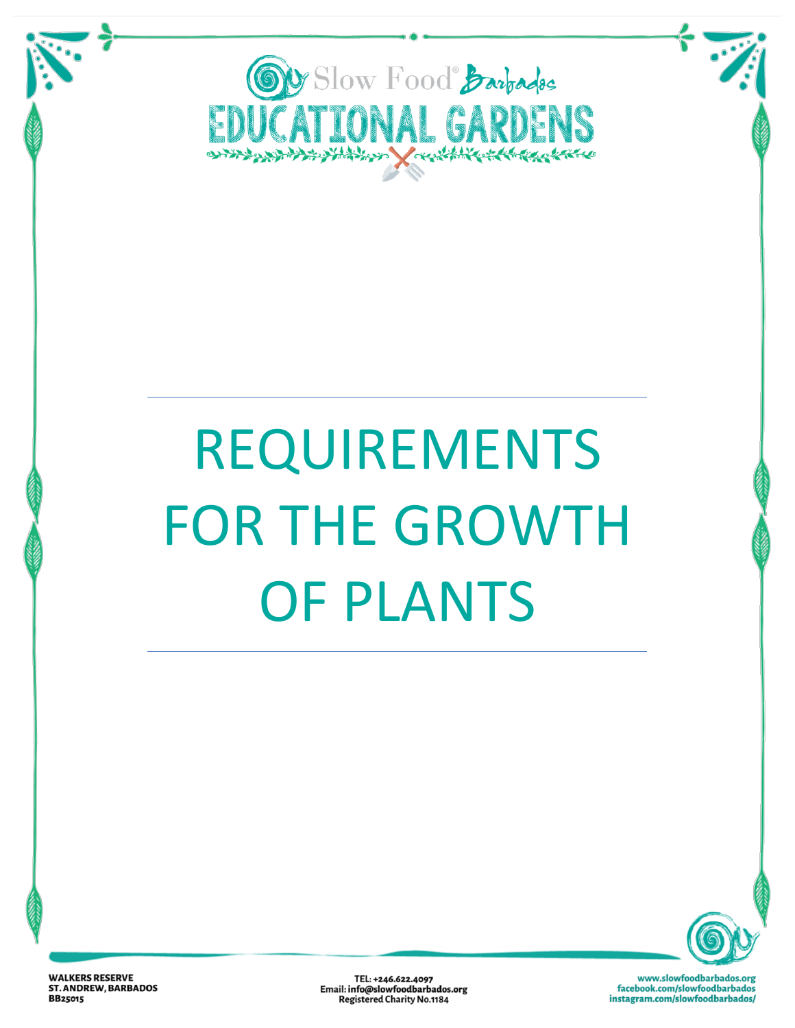Slow Food® Barbados

EDUCATIONAL GARDENS

# REQUIREMENTS FOR THE GROWTH OF PLANTS

WALKERS RESERVE
ST. ANDREW, BARBADOS
BB25015

TEL: +246.622.4097
Email: info@slowfoodbarbados.org
Registered Charity No.1184

www.slowfoodbarbados.org
facebook.com/slowfoodbarbados
instagram.com/slowfoodbarbados/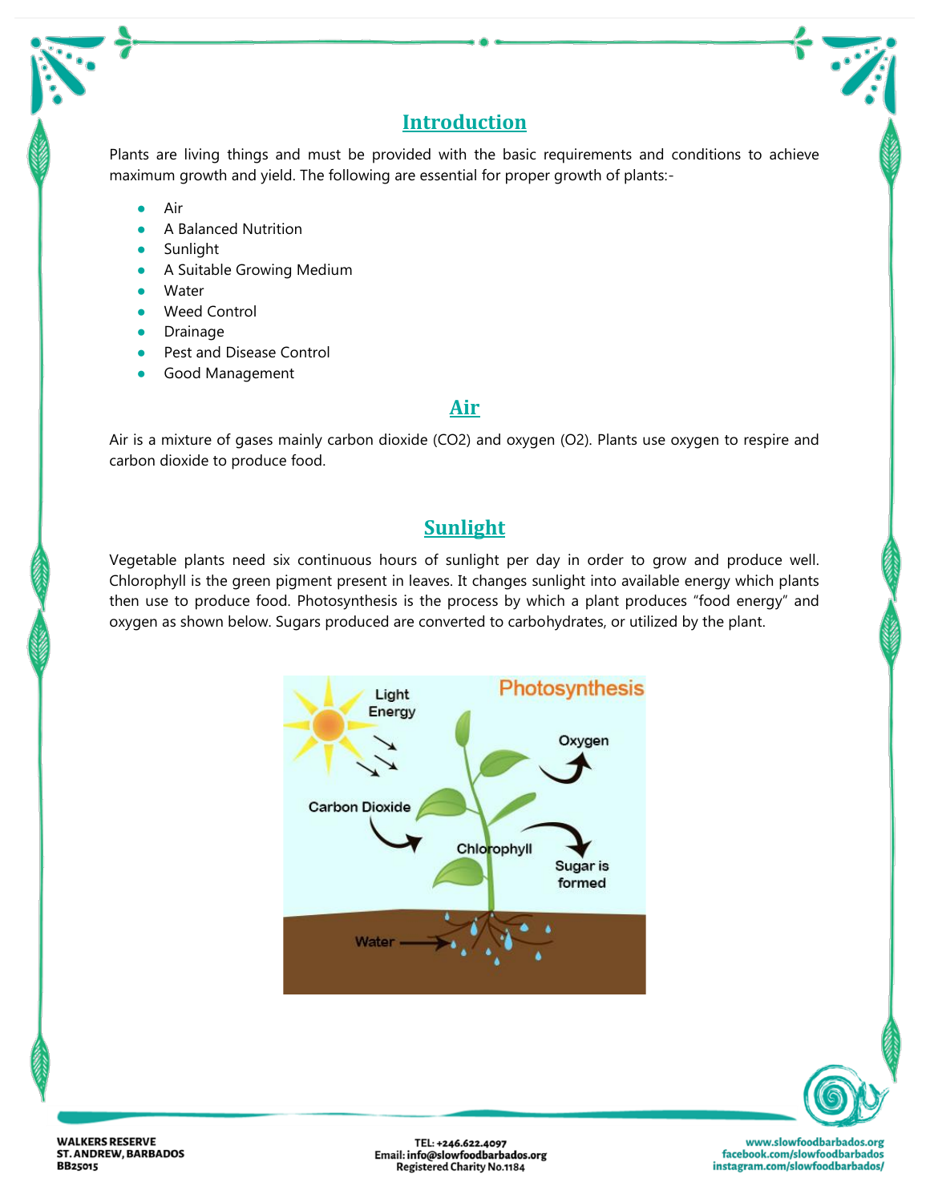## Introduction

Plants are living things and must be provided with the basic requirements and conditions to achieve maximum growth and yield. The following are essential for proper growth of plants:-

- Air
- A Balanced Nutrition
- Sunlight
- A Suitable Growing Medium
- Water
- Weed Control
- Drainage
- Pest and Disease Control
- Good Management

## Air

Air is a mixture of gases mainly carbon dioxide ($CO_2$) and oxygen ($O_2$). Plants use oxygen to respire and carbon dioxide to produce food.

## Sunlight

Vegetable plants need six continuous hours of sunlight per day in order to grow and produce well. Chlorophyll is the green pigment present in leaves. It changes sunlight into available energy which plants then use to produce food. Photosynthesis is the process by which a plant produces "food energy" and oxygen as shown below. Sugars produced are converted to carbohydrates, or utilized by the plant.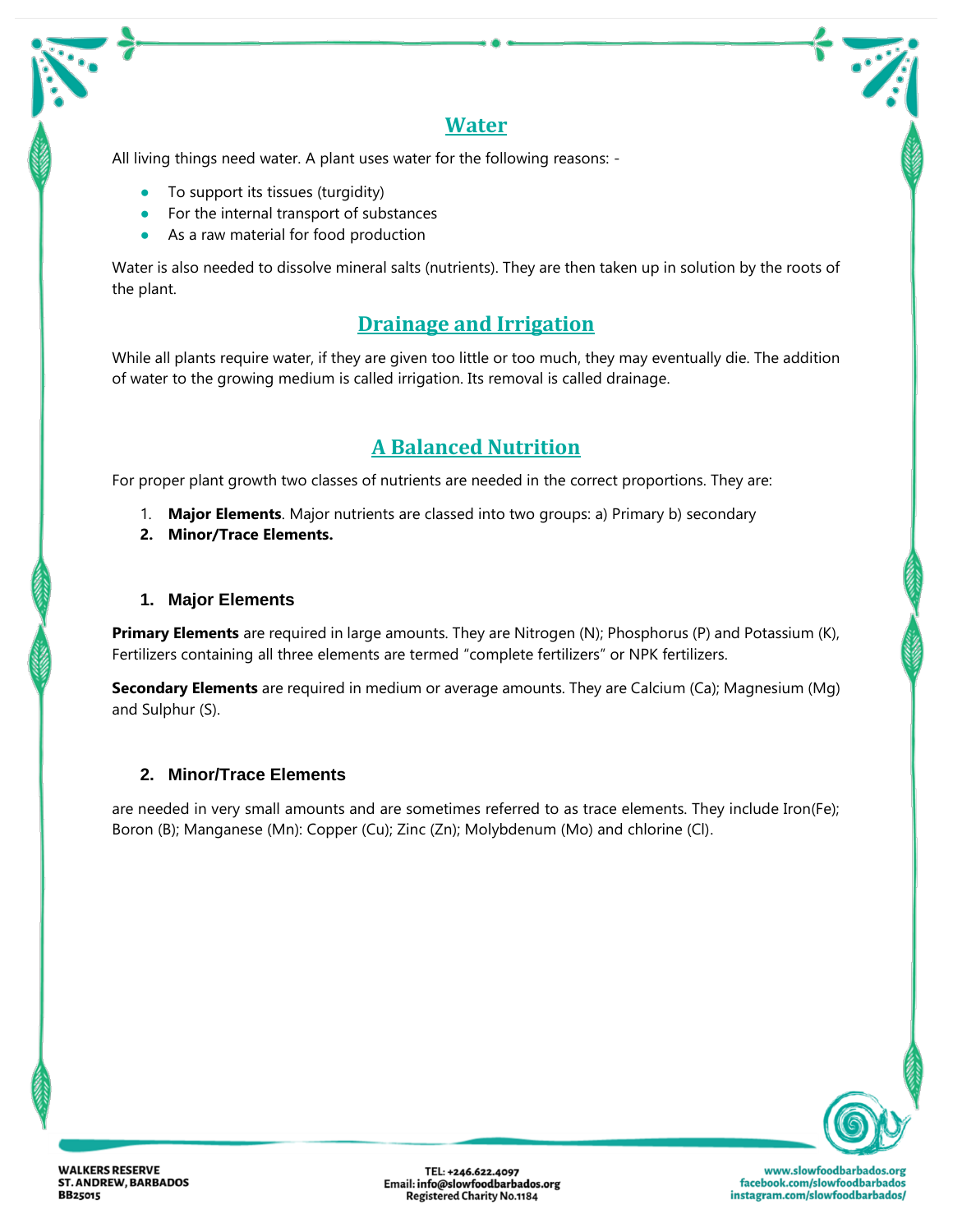## Water

All living things need water. A plant uses water for the following reasons: -

- To support its tissues (turgidity)
- For the internal transport of substances
- As a raw material for food production

Water is also needed to dissolve mineral salts (nutrients). They are then taken up in solution by the roots of the plant.

## Drainage and Irrigation

While all plants require water, if they are given too little or too much, they may eventually die. The addition of water to the growing medium is called irrigation. Its removal is called drainage.

## A Balanced Nutrition

For proper plant growth two classes of nutrients are needed in the correct proportions. They are:

1. **Major Elements**. Major nutrients are classed into two groups: a) Primary b) secondary
2. **Minor/Trace Elements.**

### 1. Major Elements

**Primary Elements** are required in large amounts. They are Nitrogen (N); Phosphorus (P) and Potassium (K), Fertilizers containing all three elements are termed "complete fertilizers" or NPK fertilizers.

**Secondary Elements** are required in medium or average amounts. They are Calcium (Ca); Magnesium (Mg) and Sulphur (S).

### 2. Minor/Trace Elements

are needed in very small amounts and are sometimes referred to as trace elements. They include Iron(Fe); Boron (B); Manganese (Mn): Copper (Cu); Zinc (Zn); Molybdenum (Mo) and chlorine (Cl).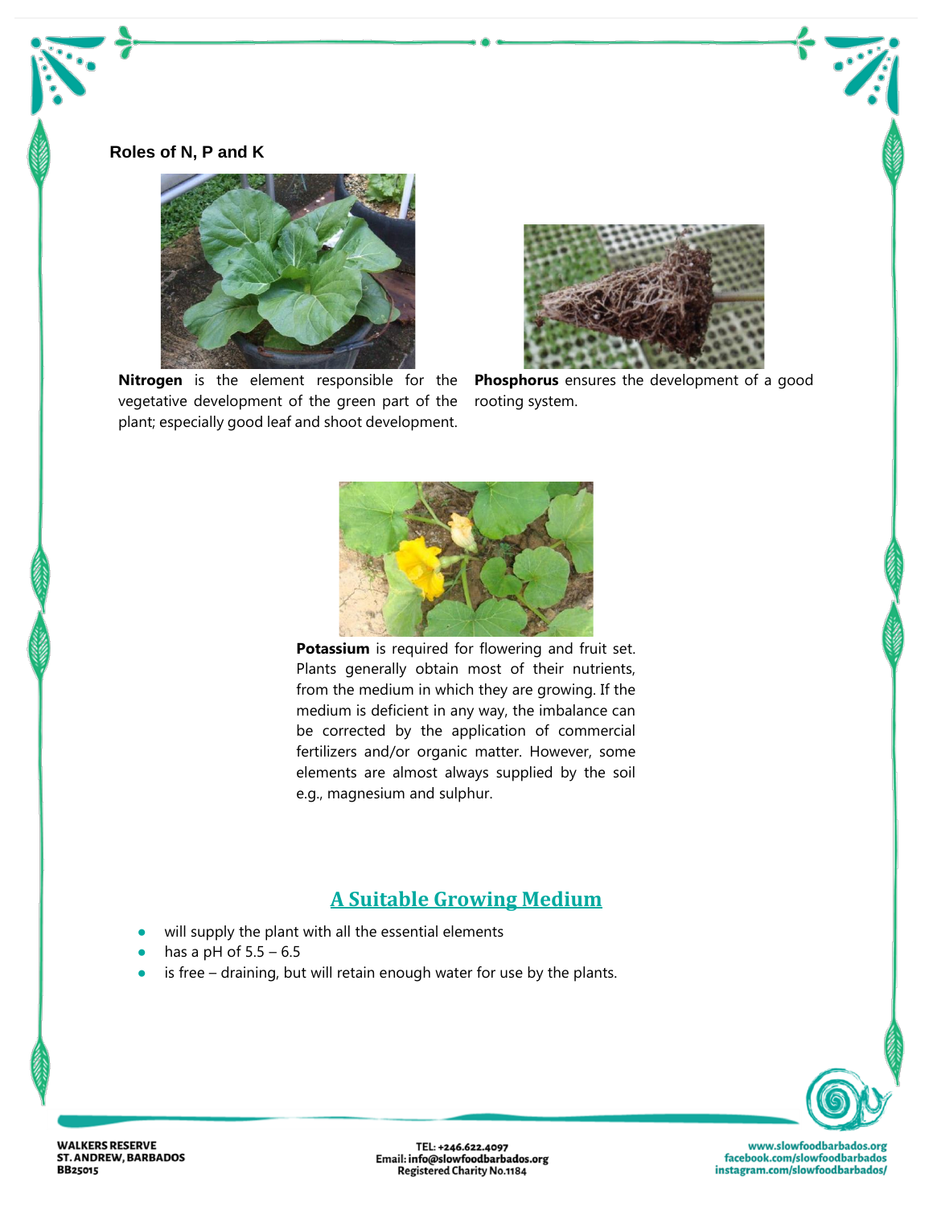### Roles of N, P and K

**Nitrogen** is the element responsible for the vegetative development of the green part of the plant; especially good leaf and shoot development.

**Phosphorus** ensures the development of a good rooting system.

**Potassium** is required for flowering and fruit set. Plants generally obtain most of their nutrients, from the medium in which they are growing. If the medium is deficient in any way, the imbalance can be corrected by the application of commercial fertilizers and/or organic matter. However, some elements are almost always supplied by the soil e.g., magnesium and sulphur.

## A Suitable Growing Medium

- will supply the plant with all the essential elements
- has a pH of 5.5 – 6.5
- is free – draining, but will retain enough water for use by the plants.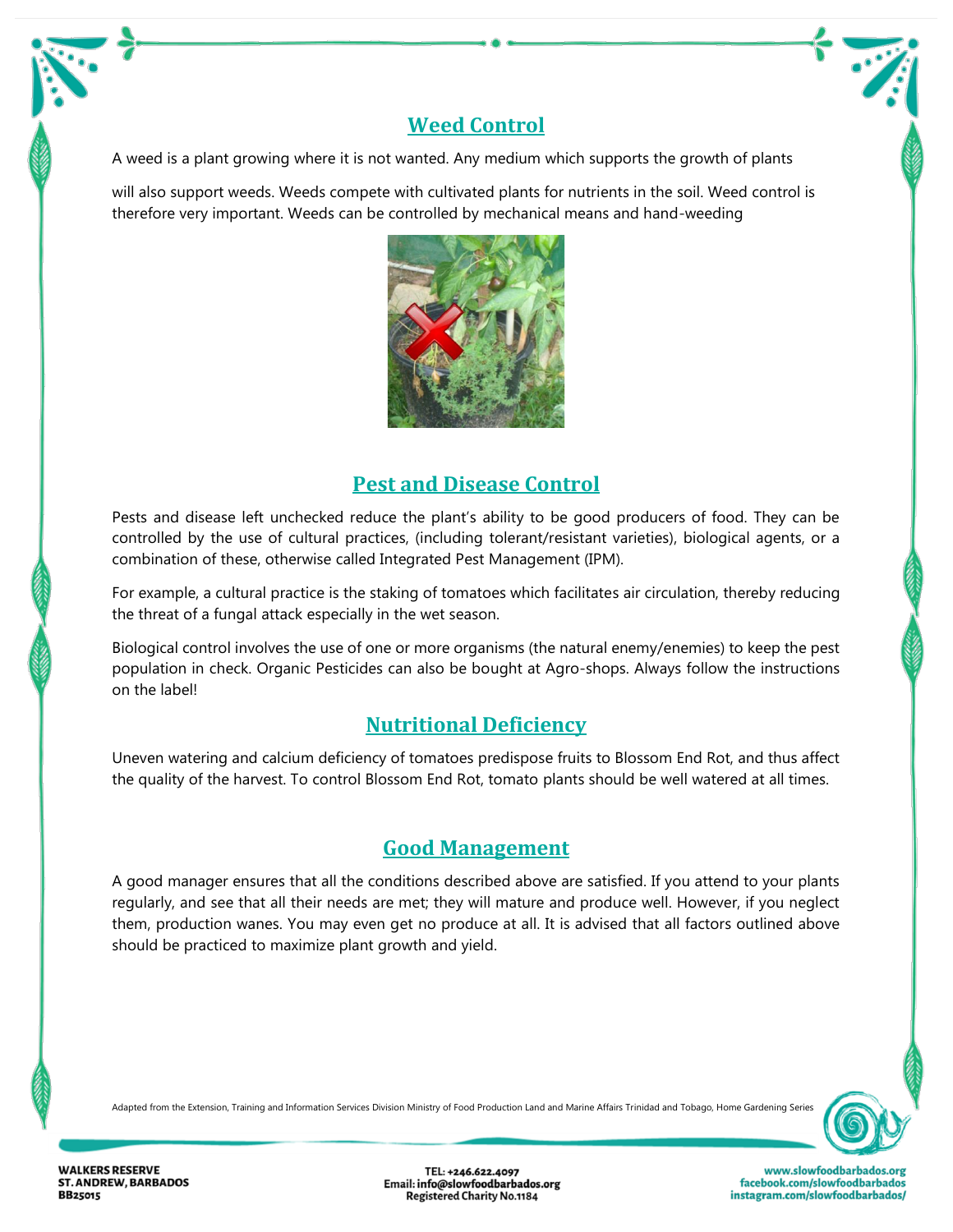## Weed Control

A weed is a plant growing where it is not wanted. Any medium which supports the growth of plants

will also support weeds. Weeds compete with cultivated plants for nutrients in the soil. Weed control is therefore very important. Weeds can be controlled by mechanical means and hand-weeding

## Pest and Disease Control

Pests and disease left unchecked reduce the plant's ability to be good producers of food. They can be controlled by the use of cultural practices, (including tolerant/resistant varieties), biological agents, or a combination of these, otherwise called Integrated Pest Management (IPM).

For example, a cultural practice is the staking of tomatoes which facilitates air circulation, thereby reducing the threat of a fungal attack especially in the wet season.

Biological control involves the use of one or more organisms (the natural enemy/enemies) to keep the pest population in check. Organic Pesticides can also be bought at Agro-shops. Always follow the instructions on the label!

## Nutritional Deficiency

Uneven watering and calcium deficiency of tomatoes predispose fruits to Blossom End Rot, and thus affect the quality of the harvest. To control Blossom End Rot, tomato plants should be well watered at all times.

## Good Management

A good manager ensures that all the conditions described above are satisfied. If you attend to your plants regularly, and see that all their needs are met; they will mature and produce well. However, if you neglect them, production wanes. You may even get no produce at all. It is advised that all factors outlined above should be practiced to maximize plant growth and yield.

Adapted from the Extension, Training and Information Services Division Ministry of Food Production Land and Marine Affairs Trinidad and Tobago, Home Gardening Series